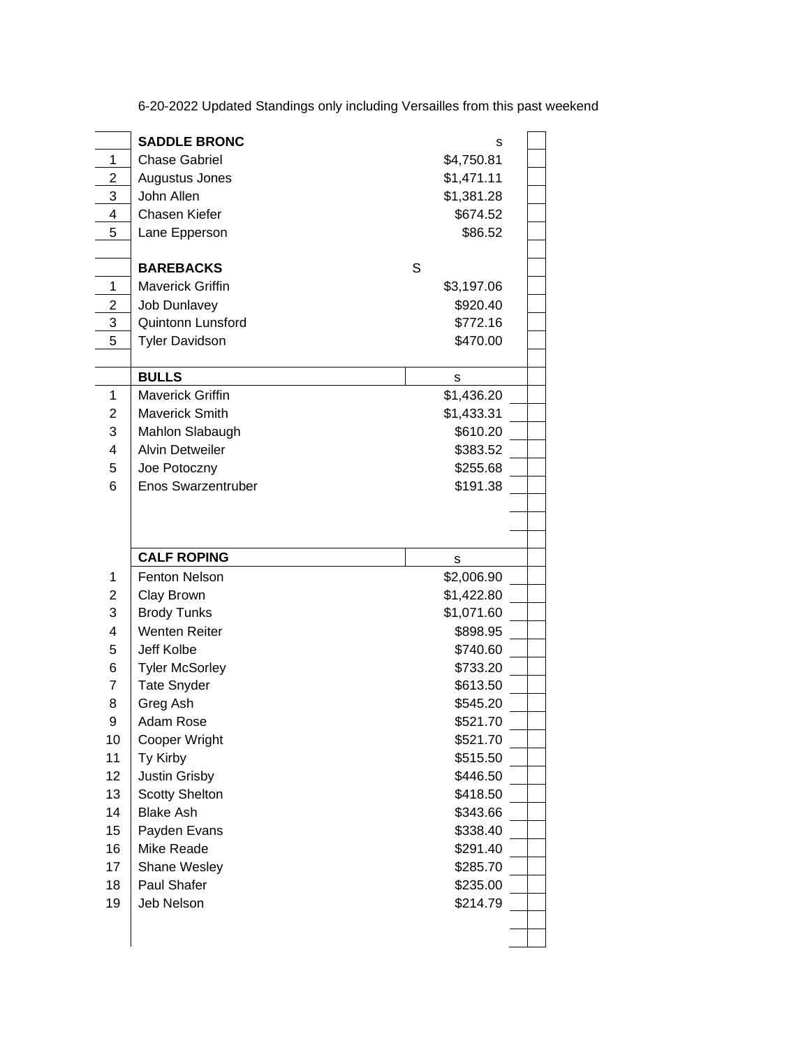6-20-2022 Updated Standings only including Versailles from this past weekend

| | SADDLE BRONC | s |
|---|---|---|
| 1 | Chase Gabriel | $4,750.81 |
| 2 | Augustus Jones | $1,471.11 |
| 3 | John Allen | $1,381.28 |
| 4 | Chasen Kiefer | $674.52 |
| 5 | Lane Epperson | $86.52 |

| | BAREBACKS | S |
|---|---|---|
| 1 | Maverick Griffin | $3,197.06 |
| 2 | Job Dunlavey | $920.40 |
| 3 | Quintonn Lunsford | $772.16 |
| 5 | Tyler Davidson | $470.00 |

| | BULLS | s |
|---|---|---|
| 1 | Maverick Griffin | $1,436.20 |
| 2 | Maverick Smith | $1,433.31 |
| 3 | Mahlon Slabaugh | $610.20 |
| 4 | Alvin Detweiler | $383.52 |
| 5 | Joe Potoczny | $255.68 |
| 6 | Enos Swarzentruber | $191.38 |

| | CALF ROPING | s |
|---|---|---|
| 1 | Fenton Nelson | $2,006.90 |
| 2 | Clay Brown | $1,422.80 |
| 3 | Brody Tunks | $1,071.60 |
| 4 | Wenten Reiter | $898.95 |
| 5 | Jeff Kolbe | $740.60 |
| 6 | Tyler McSorley | $733.20 |
| 7 | Tate Snyder | $613.50 |
| 8 | Greg Ash | $545.20 |
| 9 | Adam Rose | $521.70 |
| 10 | Cooper Wright | $521.70 |
| 11 | Ty Kirby | $515.50 |
| 12 | Justin Grisby | $446.50 |
| 13 | Scotty Shelton | $418.50 |
| 14 | Blake Ash | $343.66 |
| 15 | Payden Evans | $338.40 |
| 16 | Mike Reade | $291.40 |
| 17 | Shane Wesley | $285.70 |
| 18 | Paul Shafer | $235.00 |
| 19 | Jeb Nelson | $214.79 |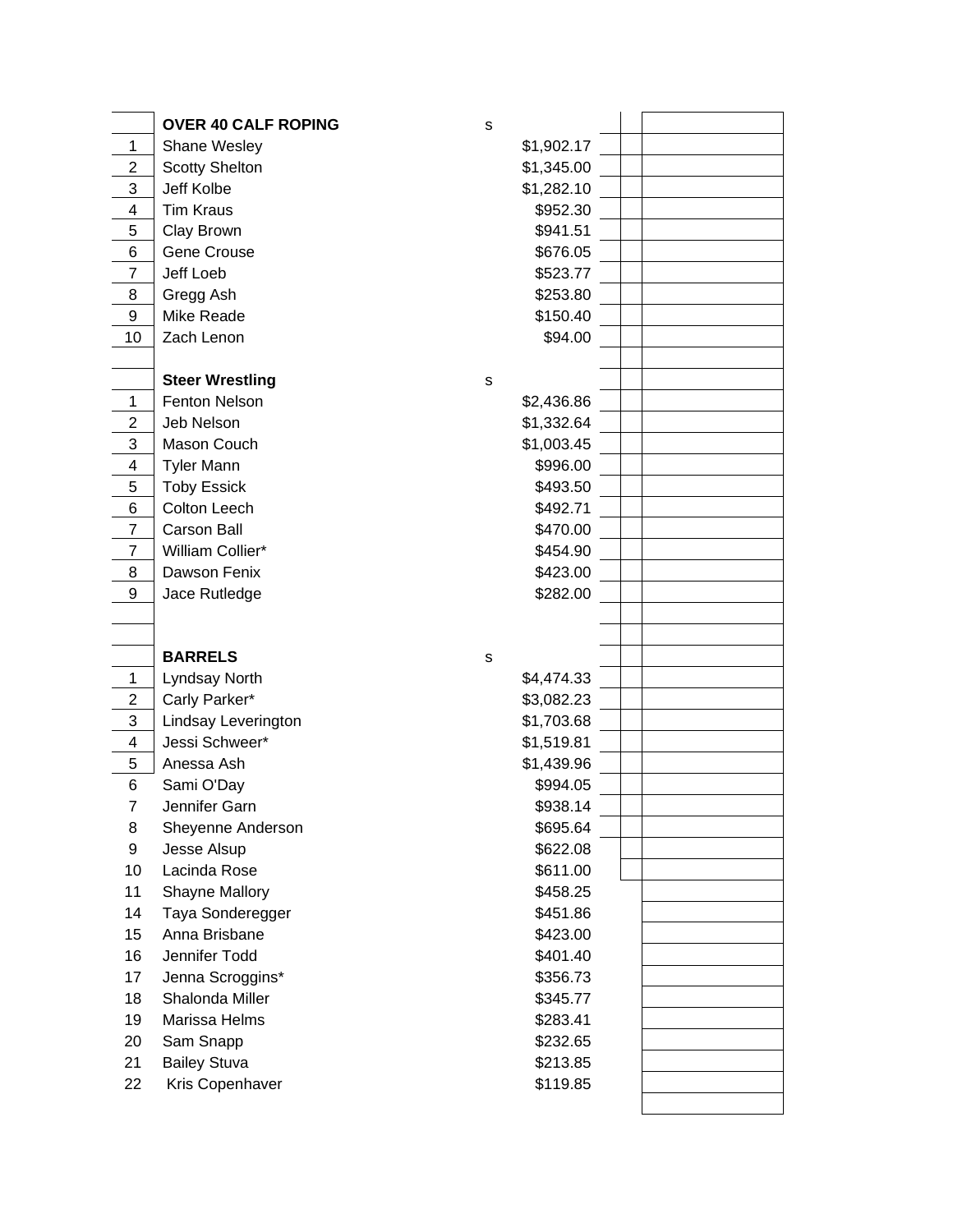| | OVER 40 CALF ROPING | s | |
|---|---|---|---|
| 1 | Shane Wesley | | $1,902.17 |
| 2 | Scotty Shelton | | $1,345.00 |
| 3 | Jeff Kolbe | | $1,282.10 |
| 4 | Tim Kraus | | $952.30 |
| 5 | Clay Brown | | $941.51 |
| 6 | Gene Crouse | | $676.05 |
| 7 | Jeff Loeb | | $523.77 |
| 8 | Gregg Ash | | $253.80 |
| 9 | Mike Reade | | $150.40 |
| 10 | Zach Lenon | | $94.00 |

| | Steer Wrestling | s | |
|---|---|---|---|
| 1 | Fenton Nelson | | $2,436.86 |
| 2 | Jeb Nelson | | $1,332.64 |
| 3 | Mason Couch | | $1,003.45 |
| 4 | Tyler Mann | | $996.00 |
| 5 | Toby Essick | | $493.50 |
| 6 | Colton Leech | | $492.71 |
| 7 | Carson Ball | | $470.00 |
| 7 | William Collier* | | $454.90 |
| 8 | Dawson Fenix | | $423.00 |
| 9 | Jace Rutledge | | $282.00 |

| | BARRELS | s | |
|---|---|---|---|
| 1 | Lyndsay North | | $4,474.33 |
| 2 | Carly Parker* | | $3,082.23 |
| 3 | Lindsay Leverington | | $1,703.68 |
| 4 | Jessi Schweer* | | $1,519.81 |
| 5 | Anessa Ash | | $1,439.96 |
| 6 | Sami O'Day | | $994.05 |
| 7 | Jennifer Garn | | $938.14 |
| 8 | Sheyenne Anderson | | $695.64 |
| 9 | Jesse Alsup | | $622.08 |
| 10 | Lacinda Rose | | $611.00 |
| 11 | Shayne Mallory | | $458.25 |
| 14 | Taya Sonderegger | | $451.86 |
| 15 | Anna Brisbane | | $423.00 |
| 16 | Jennifer Todd | | $401.40 |
| 17 | Jenna Scroggins* | | $356.73 |
| 18 | Shalonda Miller | | $345.77 |
| 19 | Marissa Helms | | $283.41 |
| 20 | Sam Snapp | | $232.65 |
| 21 | Bailey Stuva | | $213.85 |
| 22 | Kris Copenhaver | | $119.85 |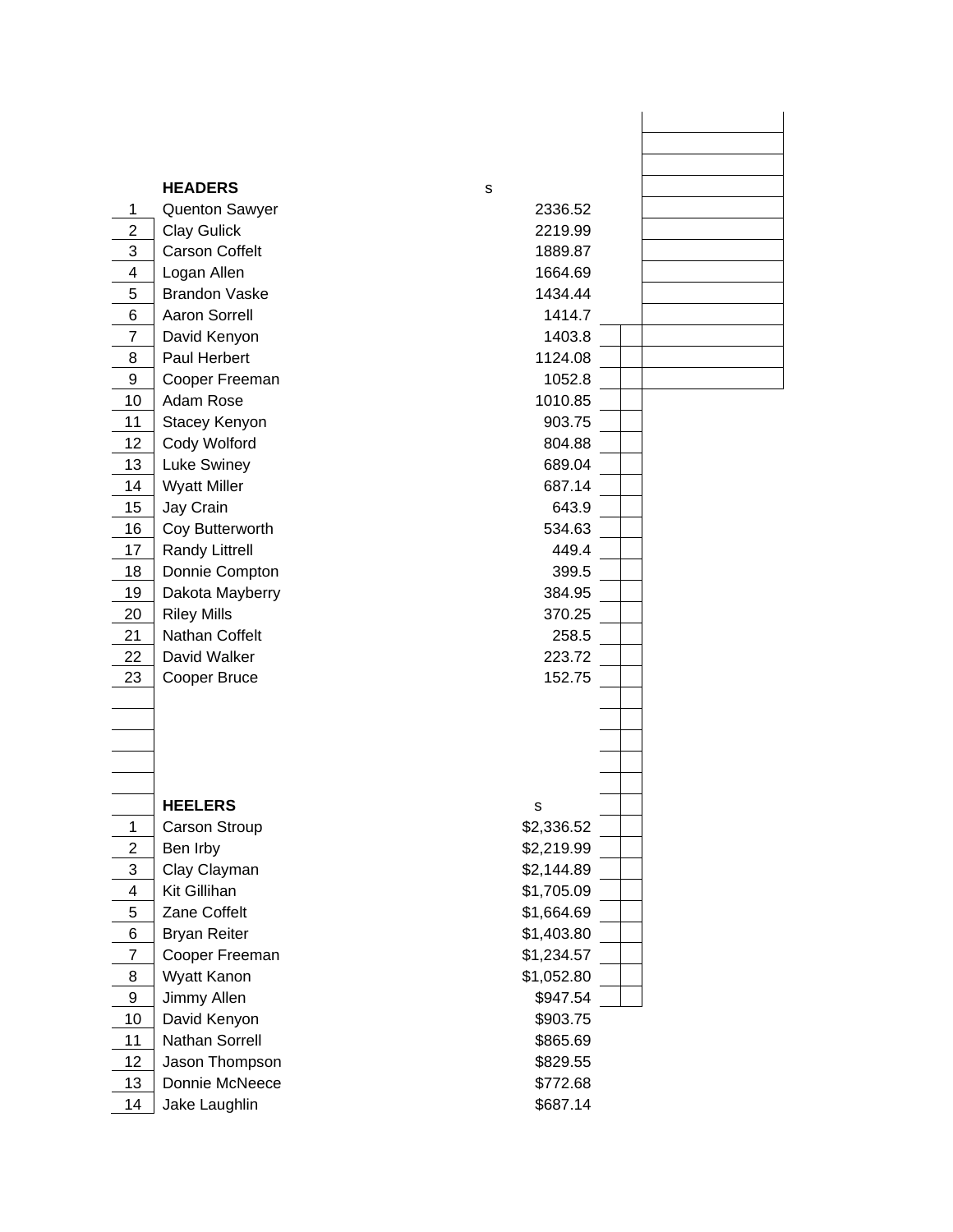| | HEADERS | s |
|---|---|---|
| 1 | Quenton Sawyer | 2336.52 |
| 2 | Clay Gulick | 2219.99 |
| 3 | Carson Coffelt | 1889.87 |
| 4 | Logan Allen | 1664.69 |
| 5 | Brandon Vaske | 1434.44 |
| 6 | Aaron Sorrell | 1414.7 |
| 7 | David Kenyon | 1403.8 |
| 8 | Paul Herbert | 1124.08 |
| 9 | Cooper Freeman | 1052.8 |
| 10 | Adam Rose | 1010.85 |
| 11 | Stacey Kenyon | 903.75 |
| 12 | Cody Wolford | 804.88 |
| 13 | Luke Swiney | 689.04 |
| 14 | Wyatt Miller | 687.14 |
| 15 | Jay Crain | 643.9 |
| 16 | Coy Butterworth | 534.63 |
| 17 | Randy Littrell | 449.4 |
| 18 | Donnie Compton | 399.5 |
| 19 | Dakota Mayberry | 384.95 |
| 20 | Riley Mills | 370.25 |
| 21 | Nathan Coffelt | 258.5 |
| 22 | David Walker | 223.72 |
| 23 | Cooper Bruce | 152.75 |

| | HEELERS | s |
|---|---|---|
| 1 | Carson Stroup | $2,336.52 |
| 2 | Ben Irby | $2,219.99 |
| 3 | Clay Clayman | $2,144.89 |
| 4 | Kit Gillihan | $1,705.09 |
| 5 | Zane Coffelt | $1,664.69 |
| 6 | Bryan Reiter | $1,403.80 |
| 7 | Cooper Freeman | $1,234.57 |
| 8 | Wyatt Kanon | $1,052.80 |
| 9 | Jimmy Allen | $947.54 |
| 10 | David Kenyon | $903.75 |
| 11 | Nathan Sorrell | $865.69 |
| 12 | Jason Thompson | $829.55 |
| 13 | Donnie McNeece | $772.68 |
| 14 | Jake Laughlin | $687.14 |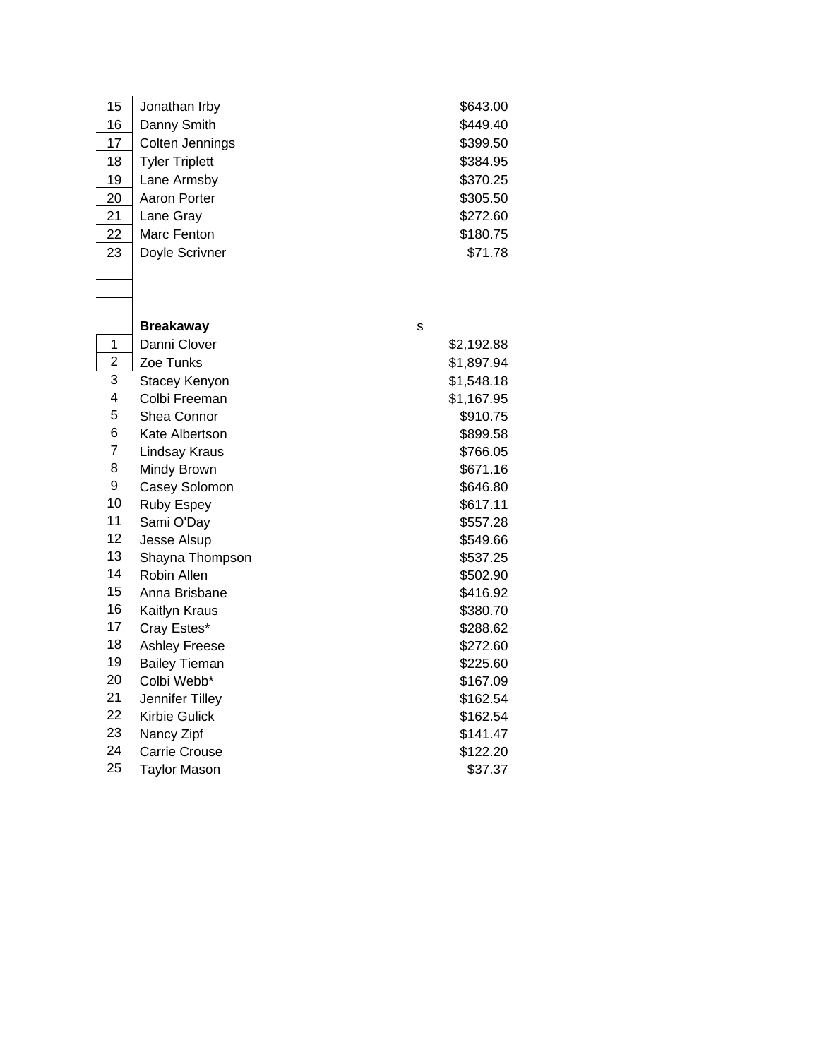| | | |
|---|---|---|
| 15 | Jonathan Irby | $643.00 |
| 16 | Danny Smith | $449.40 |
| 17 | Colten Jennings | $399.50 |
| 18 | Tyler Triplett | $384.95 |
| 19 | Lane Armsby | $370.25 |
| 20 | Aaron Porter | $305.50 |
| 21 | Lane Gray | $272.60 |
| 22 | Marc Fenton | $180.75 |
| 23 | Doyle Scrivner | $71.78 |

| | **Breakaway** | s |
|---|---|---|
| 1 | Danni Clover | $2,192.88 |
| 2 | Zoe Tunks | $1,897.94 |
| 3 | Stacey Kenyon | $1,548.18 |
| 4 | Colbi Freeman | $1,167.95 |
| 5 | Shea Connor | $910.75 |
| 6 | Kate Albertson | $899.58 |
| 7 | Lindsay Kraus | $766.05 |
| 8 | Mindy Brown | $671.16 |
| 9 | Casey Solomon | $646.80 |
| 10 | Ruby Espey | $617.11 |
| 11 | Sami O'Day | $557.28 |
| 12 | Jesse Alsup | $549.66 |
| 13 | Shayna Thompson | $537.25 |
| 14 | Robin Allen | $502.90 |
| 15 | Anna Brisbane | $416.92 |
| 16 | Kaitlyn Kraus | $380.70 |
| 17 | Cray Estes* | $288.62 |
| 18 | Ashley Freese | $272.60 |
| 19 | Bailey Tieman | $225.60 |
| 20 | Colbi Webb* | $167.09 |
| 21 | Jennifer Tilley | $162.54 |
| 22 | Kirbie Gulick | $162.54 |
| 23 | Nancy Zipf | $141.47 |
| 24 | Carrie Crouse | $122.20 |
| 25 | Taylor Mason | $37.37 |